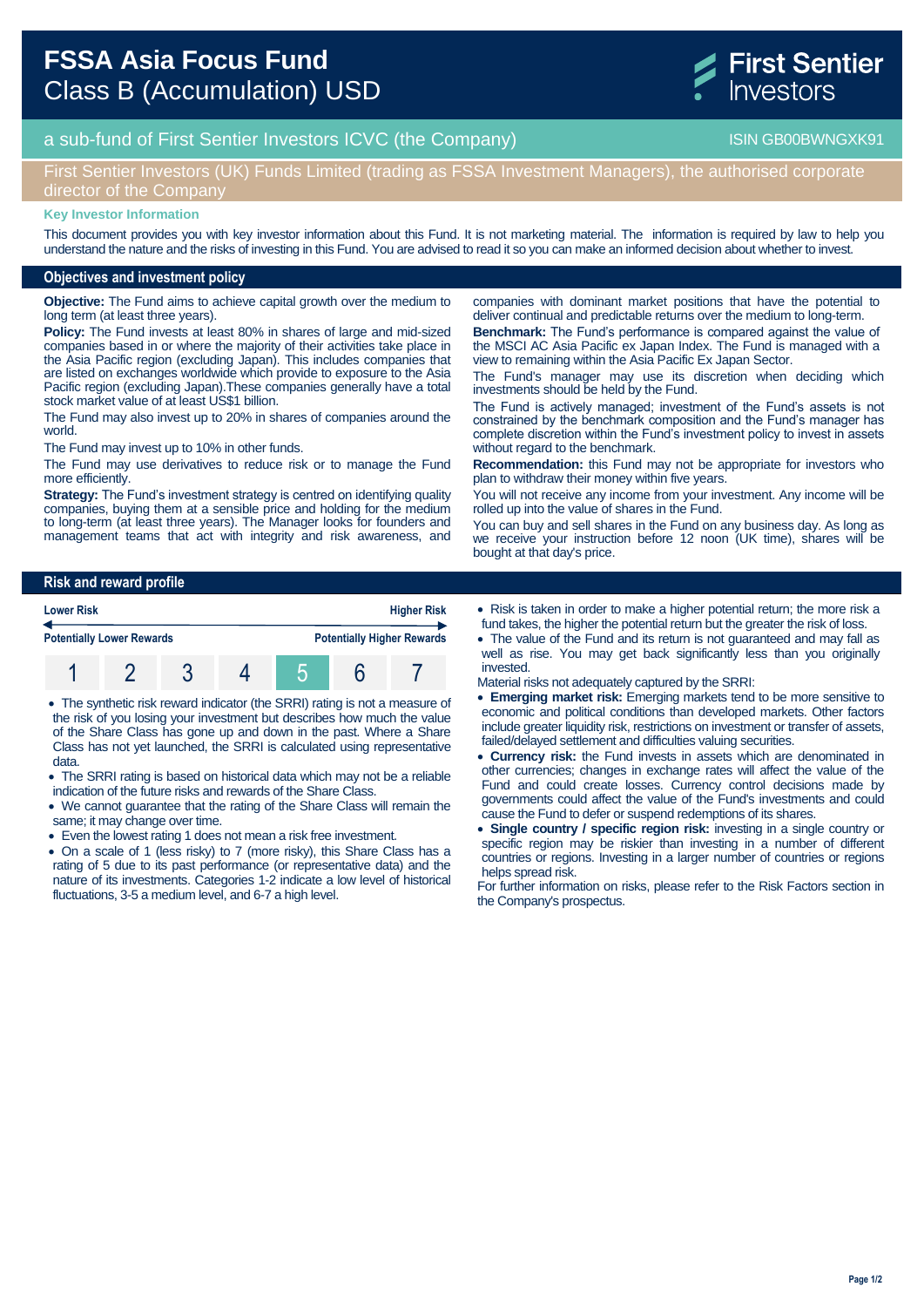# FSSA Asia Focus Fund

## Class B (Accumulation) USD

First Sentier Investors

a sub-fund of First Sentier Investors ICVC (the Company) — ISIN GB00BWNGXK91

First Sentier Investors (UK) Funds Limited (trading as FSSA Investment Managers), the authorised corporate director of the Company

**Key Investor Information**

This document provides you with key investor information about this Fund. It is not marketing material. The information is required by law to help you understand the nature and the risks of investing in this Fund. You are advised to read it so you can make an informed decision about whether to invest.

## Objectives and investment policy

**Objective:** The Fund aims to achieve capital growth over the medium to long term (at least three years).

**Policy:** The Fund invests at least 80% in shares of large and mid-sized companies based in or where the majority of their activities take place in the Asia Pacific region (excluding Japan). This includes companies that are listed on exchanges worldwide which provide to exposure to the Asia Pacific region (excluding Japan).These companies generally have a total stock market value of at least US$1 billion.

The Fund may also invest up to 20% in shares of companies around the world.

The Fund may invest up to 10% in other funds.

The Fund may use derivatives to reduce risk or to manage the Fund more efficiently.

**Strategy:** The Fund's investment strategy is centred on identifying quality companies, buying them at a sensible price and holding for the medium to long-term (at least three years). The Manager looks for founders and management teams that act with integrity and risk awareness, and companies with dominant market positions that have the potential to deliver continual and predictable returns over the medium to long-term.

**Benchmark:** The Fund's performance is compared against the value of the MSCI AC Asia Pacific ex Japan Index. The Fund is managed with a view to remaining within the Asia Pacific Ex Japan Sector.

The Fund's manager may use its discretion when deciding which investments should be held by the Fund.

The Fund is actively managed; investment of the Fund's assets is not constrained by the benchmark composition and the Fund's manager has complete discretion within the Fund's investment policy to invest in assets without regard to the benchmark.

**Recommendation:** this Fund may not be appropriate for investors who plan to withdraw their money within five years.

You will not receive any income from your investment. Any income will be rolled up into the value of shares in the Fund.

You can buy and sell shares in the Fund on any business day. As long as we receive your instruction before 12 noon (UK time), shares will be bought at that day's price.

## Risk and reward profile

| Lower Risk | | | | | | Higher Risk |
|---|---|---|---|---|---|---|
| Potentially Lower Rewards | | | | | | Potentially Higher Rewards |
| 1 | 2 | 3 | 4 | **5** | 6 | 7 |

- The synthetic risk reward indicator (the SRRI) rating is not a measure of the risk of you losing your investment but describes how much the value of the Share Class has gone up and down in the past. Where a Share Class has not yet launched, the SRRI is calculated using representative data.
- The SRRI rating is based on historical data which may not be a reliable indication of the future risks and rewards of the Share Class.
- We cannot guarantee that the rating of the Share Class will remain the same; it may change over time.
- Even the lowest rating 1 does not mean a risk free investment.
- On a scale of 1 (less risky) to 7 (more risky), this Share Class has a rating of 5 due to its past performance (or representative data) and the nature of its investments. Categories 1-2 indicate a low level of historical fluctuations, 3-5 a medium level, and 6-7 a high level.
- Risk is taken in order to make a higher potential return; the more risk a fund takes, the higher the potential return but the greater the risk of loss.
- The value of the Fund and its return is not guaranteed and may fall as well as rise. You may get back significantly less than you originally invested.

Material risks not adequately captured by the SRRI:

- **Emerging market risk:** Emerging markets tend to be more sensitive to economic and political conditions than developed markets. Other factors include greater liquidity risk, restrictions on investment or transfer of assets, failed/delayed settlement and difficulties valuing securities.
- **Currency risk:** the Fund invests in assets which are denominated in other currencies; changes in exchange rates will affect the value of the Fund and could create losses. Currency control decisions made by governments could affect the value of the Fund's investments and could cause the Fund to defer or suspend redemptions of its shares.
- **Single country / specific region risk:** investing in a single country or specific region may be riskier than investing in a number of different countries or regions. Investing in a larger number of countries or regions helps spread risk.

For further information on risks, please refer to the Risk Factors section in the Company's prospectus.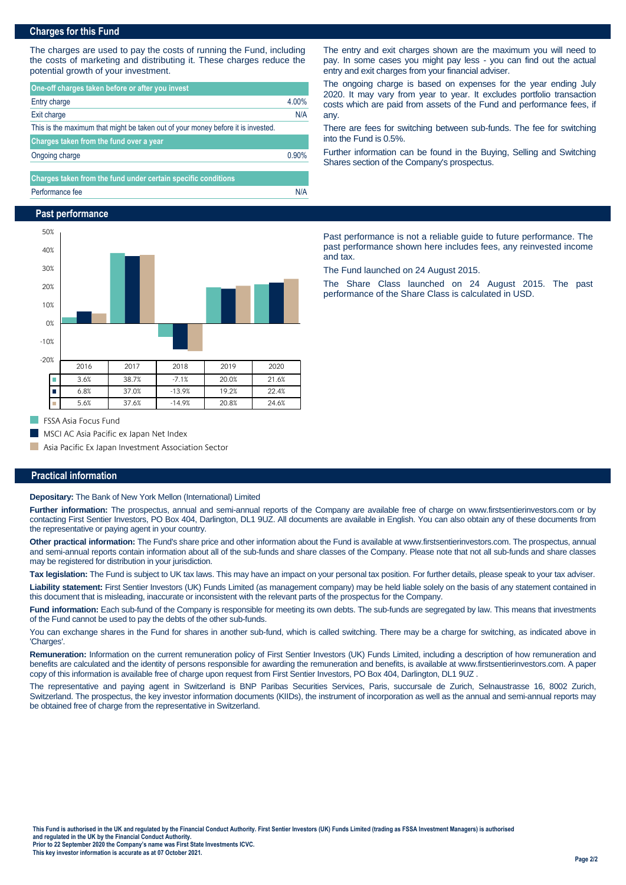## Charges for this Fund

The charges are used to pay the costs of running the Fund, including the costs of marketing and distributing it. These charges reduce the potential growth of your investment.

| One-off charges taken before or after you invest | |
| --- | --- |
| Entry charge | 4.00% |
| Exit charge | N/A |
| This is the maximum that might be taken out of your money before it is invested. | |
| **Charges taken from the fund over a year** | |
| Ongoing charge | 0.90% |
| **Charges taken from the fund under certain specific conditions** | |
| Performance fee | N/A |

The entry and exit charges shown are the maximum you will need to pay. In some cases you might pay less - you can find out the actual entry and exit charges from your financial adviser.

The ongoing charge is based on expenses for the year ending July 2020. It may vary from year to year. It excludes portfolio transaction costs which are paid from assets of the Fund and performance fees, if any.

There are fees for switching between sub-funds. The fee for switching into the Fund is 0.5%.

Further information can be found in the Buying, Selling and Switching Shares section of the Company's prospectus.

## Past performance

50%
40%
30%
20%
10%
0%
-10%
-20%

| | 2016 | 2017 | 2018 | 2019 | 2020 |
| --- | --- | --- | --- | --- | --- |
| | 3.6% | 38.7% | -7.1% | 20.0% | 21.6% |
| | 6.8% | 37.0% | -13.9% | 19.2% | 22.4% |
| | 5.6% | 37.6% | -14.9% | 20.8% | 24.6% |

FSSA Asia Focus Fund

MSCI AC Asia Pacific ex Japan Net Index

Asia Pacific Ex Japan Investment Association Sector

Past performance is not a reliable guide to future performance. The past performance shown here includes fees, any reinvested income and tax.

The Fund launched on 24 August 2015.

The Share Class launched on 24 August 2015. The past performance of the Share Class is calculated in USD.

## Practical information

**Depositary:** The Bank of New York Mellon (International) Limited

**Further information:** The prospectus, annual and semi-annual reports of the Company are available free of charge on www.firstsentierinvestors.com or by contacting First Sentier Investors, PO Box 404, Darlington, DL1 9UZ. All documents are available in English. You can also obtain any of these documents from the representative or paying agent in your country.

**Other practical information:** The Fund's share price and other information about the Fund is available at www.firstsentierinvestors.com. The prospectus, annual and semi-annual reports contain information about all of the sub-funds and share classes of the Company. Please note that not all sub-funds and share classes may be registered for distribution in your jurisdiction.

**Tax legislation:** The Fund is subject to UK tax laws. This may have an impact on your personal tax position. For further details, please speak to your tax adviser.

**Liability statement:** First Sentier Investors (UK) Funds Limited (as management company) may be held liable solely on the basis of any statement contained in this document that is misleading, inaccurate or inconsistent with the relevant parts of the prospectus for the Company.

**Fund information:** Each sub-fund of the Company is responsible for meeting its own debts. The sub-funds are segregated by law. This means that investments of the Fund cannot be used to pay the debts of the other sub-funds.

You can exchange shares in the Fund for shares in another sub-fund, which is called switching. There may be a charge for switching, as indicated above in 'Charges'.

**Remuneration:** Information on the current remuneration policy of First Sentier Investors (UK) Funds Limited, including a description of how remuneration and benefits are calculated and the identity of persons responsible for awarding the remuneration and benefits, is available at www.firstsentierinvestors.com. A paper copy of this information is available free of charge upon request from First Sentier Investors, PO Box 404, Darlington, DL1 9UZ .

The representative and paying agent in Switzerland is BNP Paribas Securities Services, Paris, succursale de Zurich, Selnaustrasse 16, 8002 Zurich, Switzerland. The prospectus, the key investor information documents (KIIDs), the instrument of incorporation as well as the annual and semi-annual reports may be obtained free of charge from the representative in Switzerland.

**This Fund is authorised in the UK and regulated by the Financial Conduct Authority. First Sentier Investors (UK) Funds Limited (trading as FSSA Investment Managers) is authorised and regulated in the UK by the Financial Conduct Authority.**
**Prior to 22 September 2020 the Company's name was First State Investments ICVC.**
**This key investor information is accurate as at 07 October 2021.**